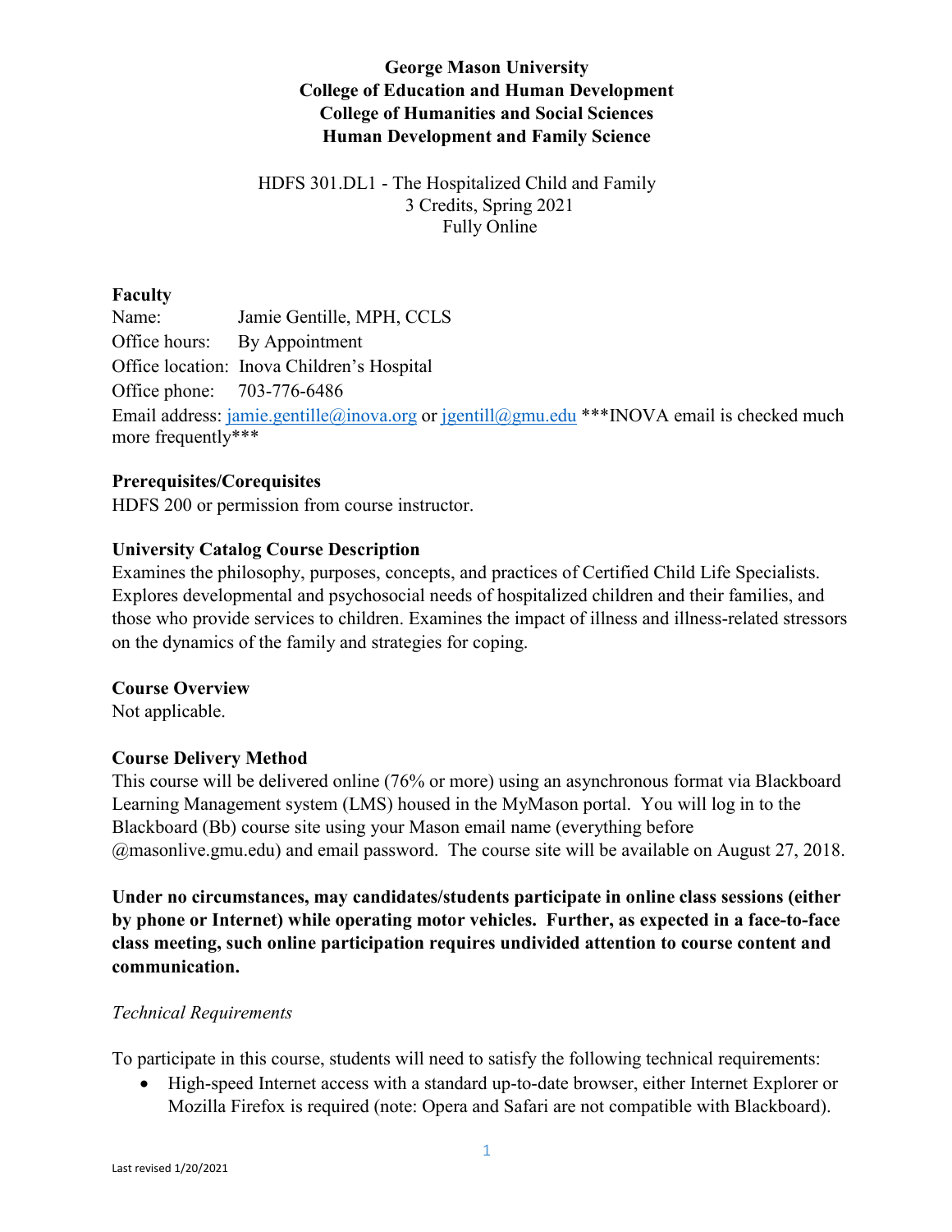**George Mason University**
**College of Education and Human Development**
**College of Humanities and Social Sciences**
**Human Development and Family Science**

HDFS 301.DL1 - The Hospitalized Child and Family
3 Credits, Spring 2021
Fully Online

## Faculty

Name: Jamie Gentille, MPH, CCLS
Office hours: By Appointment
Office location: Inova Children's Hospital
Office phone: 703-776-6486
Email address: [jamie.gentille@inova.org](mailto:jamie.gentille@inova.org) or [jgentill@gmu.edu](mailto:jgentill@gmu.edu) ***INOVA email is checked much more frequently***

## Prerequisites/Corequisites

HDFS 200 or permission from course instructor.

## University Catalog Course Description

Examines the philosophy, purposes, concepts, and practices of Certified Child Life Specialists. Explores developmental and psychosocial needs of hospitalized children and their families, and those who provide services to children. Examines the impact of illness and illness-related stressors on the dynamics of the family and strategies for coping.

## Course Overview

Not applicable.

## Course Delivery Method

This course will be delivered online (76% or more) using an asynchronous format via Blackboard Learning Management system (LMS) housed in the MyMason portal. You will log in to the Blackboard (Bb) course site using your Mason email name (everything before @masonlive.gmu.edu) and email password. The course site will be available on August 27, 2018.

**Under no circumstances, may candidates/students participate in online class sessions (either by phone or Internet) while operating motor vehicles. Further, as expected in a face-to-face class meeting, such online participation requires undivided attention to course content and communication.**

### *Technical Requirements*

To participate in this course, students will need to satisfy the following technical requirements:

- High-speed Internet access with a standard up-to-date browser, either Internet Explorer or Mozilla Firefox is required (note: Opera and Safari are not compatible with Blackboard).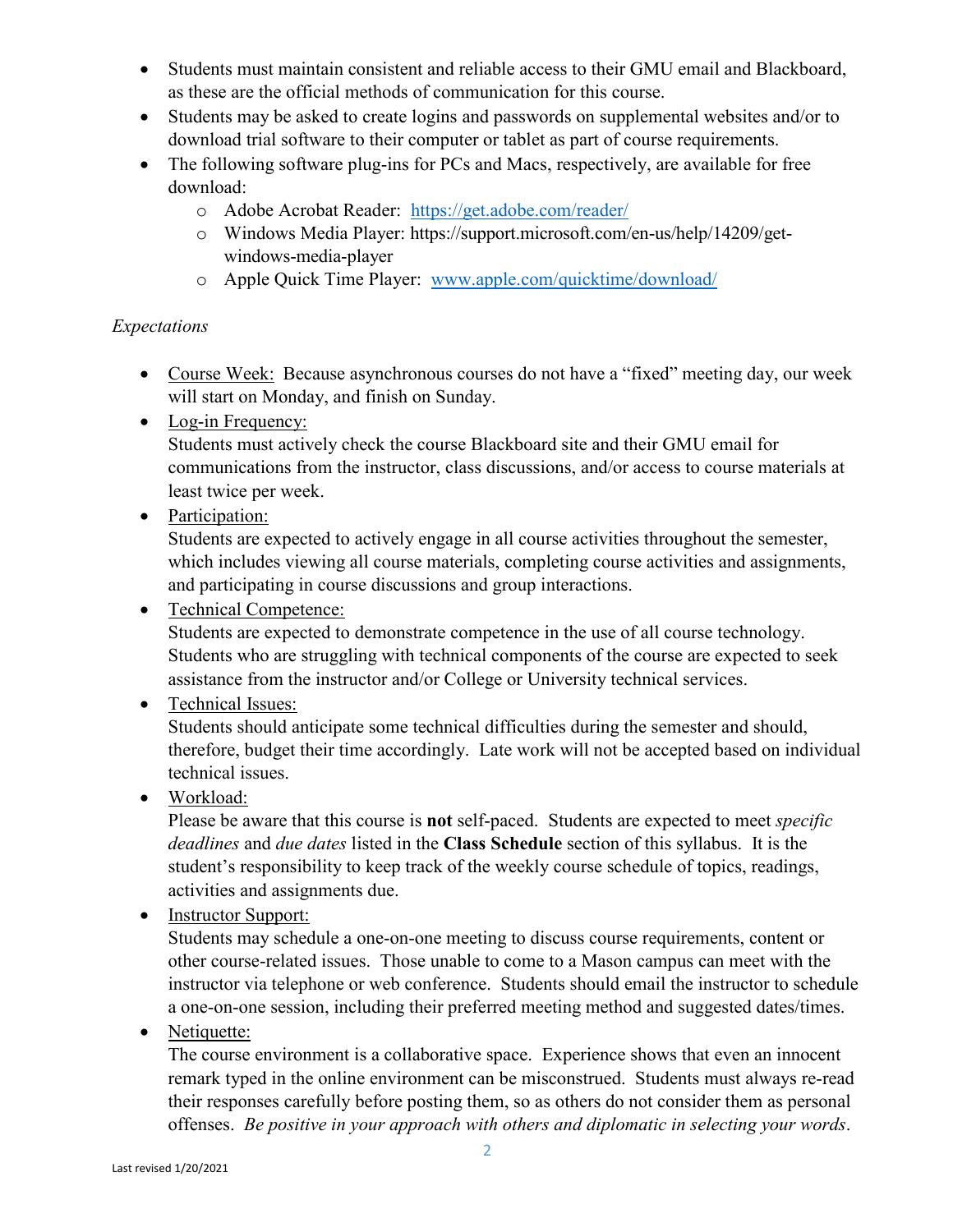- Students must maintain consistent and reliable access to their GMU email and Blackboard, as these are the official methods of communication for this course.
- Students may be asked to create logins and passwords on supplemental websites and/or to download trial software to their computer or tablet as part of course requirements.
- The following software plug-ins for PCs and Macs, respectively, are available for free download:
  - Adobe Acrobat Reader: https://get.adobe.com/reader/
  - Windows Media Player: https://support.microsoft.com/en-us/help/14209/get-windows-media-player
  - Apple Quick Time Player: www.apple.com/quicktime/download/

*Expectations*

- Course Week: Because asynchronous courses do not have a "fixed" meeting day, our week will start on Monday, and finish on Sunday.
- Log-in Frequency:
  Students must actively check the course Blackboard site and their GMU email for communications from the instructor, class discussions, and/or access to course materials at least twice per week.
- Participation:
  Students are expected to actively engage in all course activities throughout the semester, which includes viewing all course materials, completing course activities and assignments, and participating in course discussions and group interactions.
- Technical Competence:
  Students are expected to demonstrate competence in the use of all course technology. Students who are struggling with technical components of the course are expected to seek assistance from the instructor and/or College or University technical services.
- Technical Issues:
  Students should anticipate some technical difficulties during the semester and should, therefore, budget their time accordingly. Late work will not be accepted based on individual technical issues.
- Workload:
  Please be aware that this course is **not** self-paced. Students are expected to meet *specific deadlines* and *due dates* listed in the **Class Schedule** section of this syllabus. It is the student's responsibility to keep track of the weekly course schedule of topics, readings, activities and assignments due.
- Instructor Support:
  Students may schedule a one-on-one meeting to discuss course requirements, content or other course-related issues. Those unable to come to a Mason campus can meet with the instructor via telephone or web conference. Students should email the instructor to schedule a one-on-one session, including their preferred meeting method and suggested dates/times.
- Netiquette:
  The course environment is a collaborative space. Experience shows that even an innocent remark typed in the online environment can be misconstrued. Students must always re-read their responses carefully before posting them, so as others do not consider them as personal offenses. *Be positive in your approach with others and diplomatic in selecting your words*.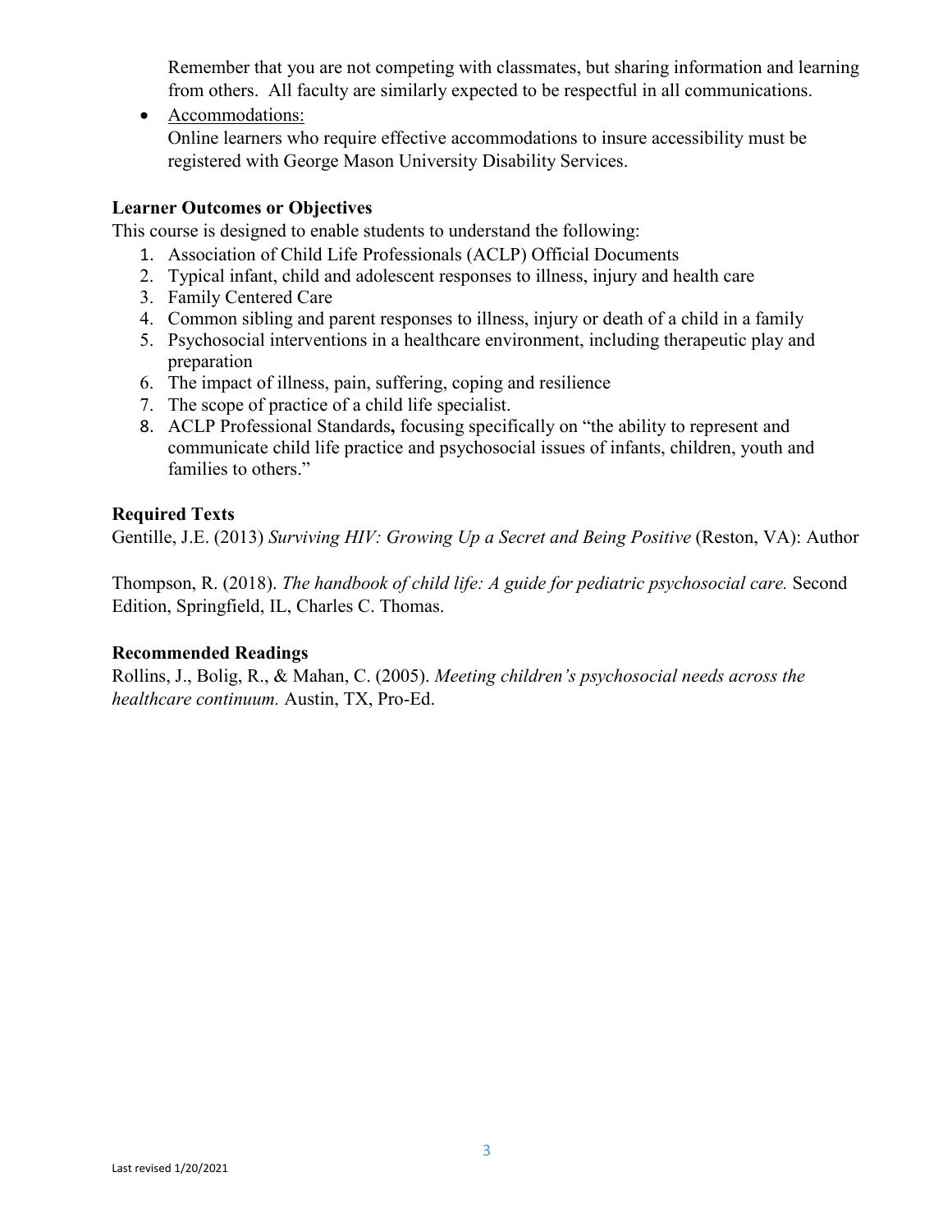Remember that you are not competing with classmates, but sharing information and learning from others. All faculty are similarly expected to be respectful in all communications.

- Accommodations:
  Online learners who require effective accommodations to insure accessibility must be registered with George Mason University Disability Services.

### Learner Outcomes or Objectives

This course is designed to enable students to understand the following:

1. Association of Child Life Professionals (ACLP) Official Documents
2. Typical infant, child and adolescent responses to illness, injury and health care
3. Family Centered Care
4. Common sibling and parent responses to illness, injury or death of a child in a family
5. Psychosocial interventions in a healthcare environment, including therapeutic play and preparation
6. The impact of illness, pain, suffering, coping and resilience
7. The scope of practice of a child life specialist.
8. ACLP Professional Standards**,** focusing specifically on "the ability to represent and communicate child life practice and psychosocial issues of infants, children, youth and families to others."

### Required Texts

Gentille, J.E. (2013) *Surviving HIV: Growing Up a Secret and Being Positive* (Reston, VA): Author

Thompson, R. (2018). *The handbook of child life: A guide for pediatric psychosocial care.* Second Edition, Springfield, IL, Charles C. Thomas.

### Recommended Readings

Rollins, J., Bolig, R., & Mahan, C. (2005). *Meeting children's psychosocial needs across the healthcare continuum.* Austin, TX, Pro-Ed.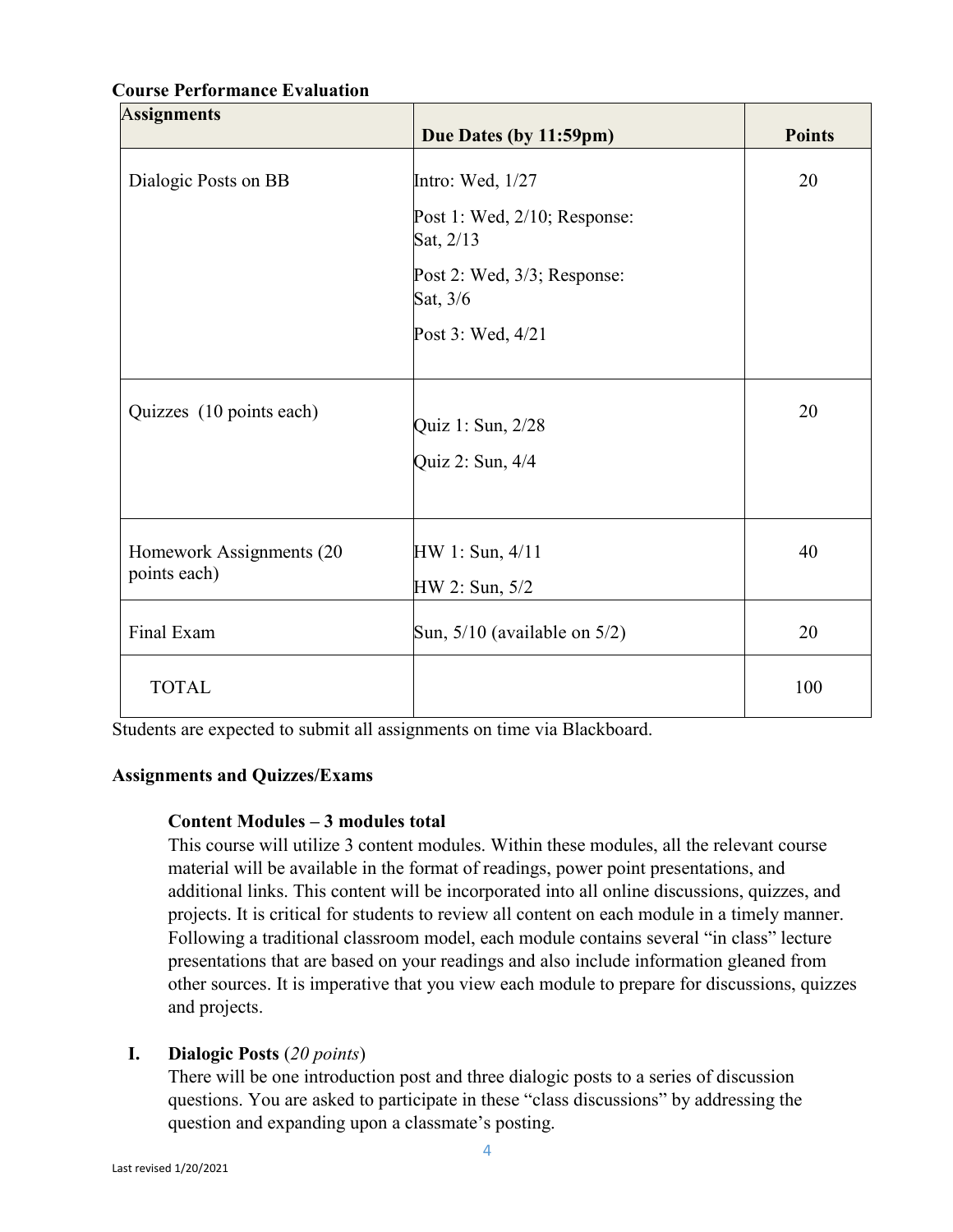**Course Performance Evaluation**

| Assignments | Due Dates (by 11:59pm) | Points |
| --- | --- | --- |
| Dialogic Posts on BB | Intro: Wed, 1/27<br>Post 1: Wed, 2/10; Response: Sat, 2/13<br>Post 2: Wed, 3/3; Response: Sat, 3/6<br>Post 3: Wed, 4/21 | 20 |
| Quizzes (10 points each) | Quiz 1: Sun, 2/28<br>Quiz 2: Sun, 4/4 | 20 |
| Homework Assignments (20 points each) | HW 1: Sun, 4/11<br>HW 2: Sun, 5/2 | 40 |
| Final Exam | Sun, 5/10 (available on 5/2) | 20 |
| TOTAL | | 100 |

Students are expected to submit all assignments on time via Blackboard.

**Assignments and Quizzes/Exams**

**Content Modules – 3 modules total**

This course will utilize 3 content modules. Within these modules, all the relevant course material will be available in the format of readings, power point presentations, and additional links. This content will be incorporated into all online discussions, quizzes, and projects. It is critical for students to review all content on each module in a timely manner. Following a traditional classroom model, each module contains several "in class" lecture presentations that are based on your readings and also include information gleaned from other sources. It is imperative that you view each module to prepare for discussions, quizzes and projects.

**I. Dialogic Posts** (*20 points*)

There will be one introduction post and three dialogic posts to a series of discussion questions. You are asked to participate in these "class discussions" by addressing the question and expanding upon a classmate's posting.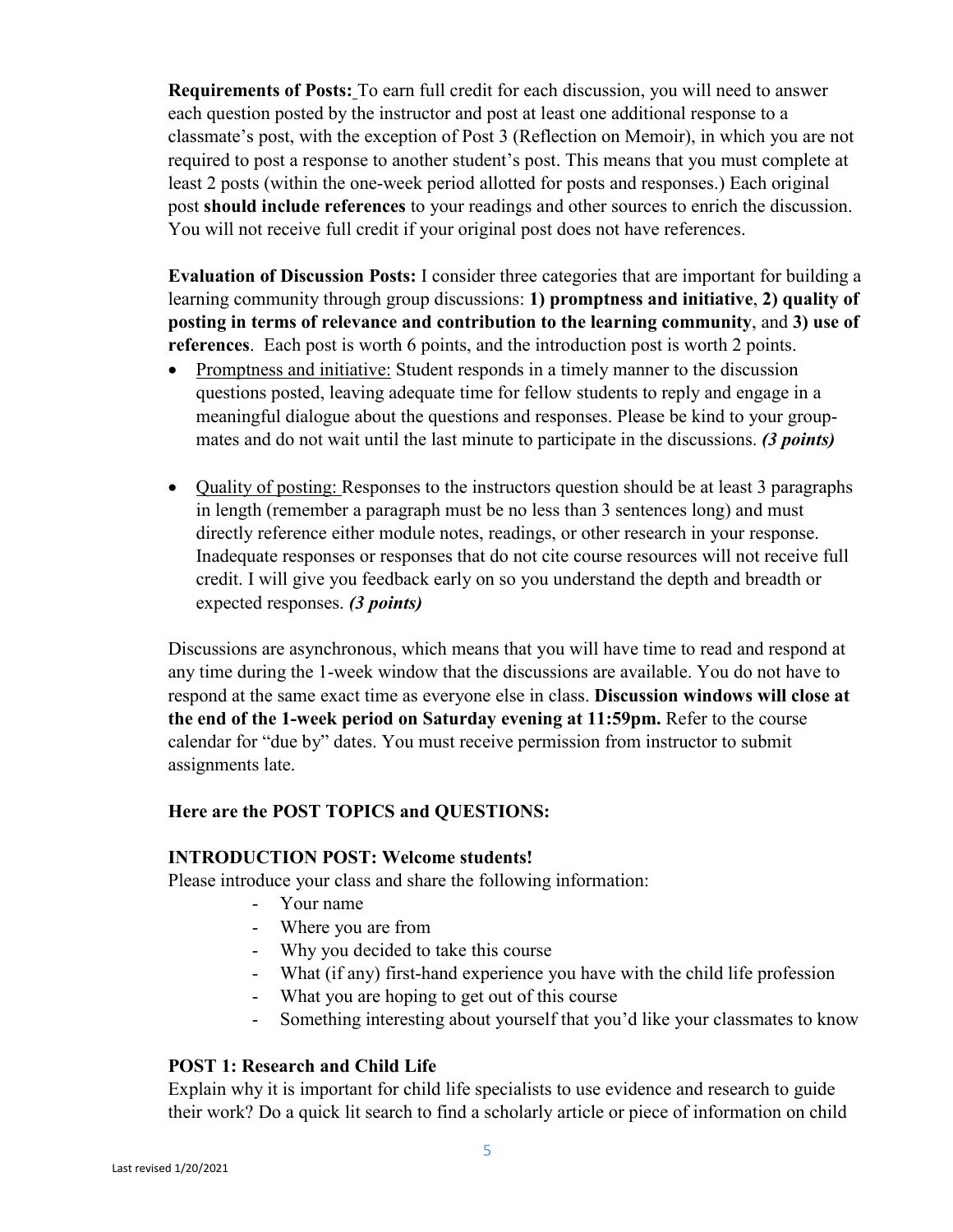**Requirements of Posts:** To earn full credit for each discussion, you will need to answer each question posted by the instructor and post at least one additional response to a classmate's post, with the exception of Post 3 (Reflection on Memoir), in which you are not required to post a response to another student's post. This means that you must complete at least 2 posts (within the one-week period allotted for posts and responses.) Each original post **should include references** to your readings and other sources to enrich the discussion. You will not receive full credit if your original post does not have references.

**Evaluation of Discussion Posts:** I consider three categories that are important for building a learning community through group discussions: **1) promptness and initiative**, **2) quality of posting in terms of relevance and contribution to the learning community**, and **3) use of references**. Each post is worth 6 points, and the introduction post is worth 2 points.

- Promptness and initiative: Student responds in a timely manner to the discussion questions posted, leaving adequate time for fellow students to reply and engage in a meaningful dialogue about the questions and responses. Please be kind to your group-mates and do not wait until the last minute to participate in the discussions. ***(3 points)***

- Quality of posting: Responses to the instructors question should be at least 3 paragraphs in length (remember a paragraph must be no less than 3 sentences long) and must directly reference either module notes, readings, or other research in your response. Inadequate responses or responses that do not cite course resources will not receive full credit. I will give you feedback early on so you understand the depth and breadth or expected responses. ***(3 points)***

Discussions are asynchronous, which means that you will have time to read and respond at any time during the 1-week window that the discussions are available. You do not have to respond at the same exact time as everyone else in class. **Discussion windows will close at the end of the 1-week period on Saturday evening at 11:59pm.** Refer to the course calendar for "due by" dates. You must receive permission from instructor to submit assignments late.

**Here are the POST TOPICS and QUESTIONS:**

**INTRODUCTION POST: Welcome students!**

Please introduce your class and share the following information:

- Your name
- Where you are from
- Why you decided to take this course
- What (if any) first-hand experience you have with the child life profession
- What you are hoping to get out of this course
- Something interesting about yourself that you'd like your classmates to know

**POST 1: Research and Child Life**

Explain why it is important for child life specialists to use evidence and research to guide their work? Do a quick lit search to find a scholarly article or piece of information on child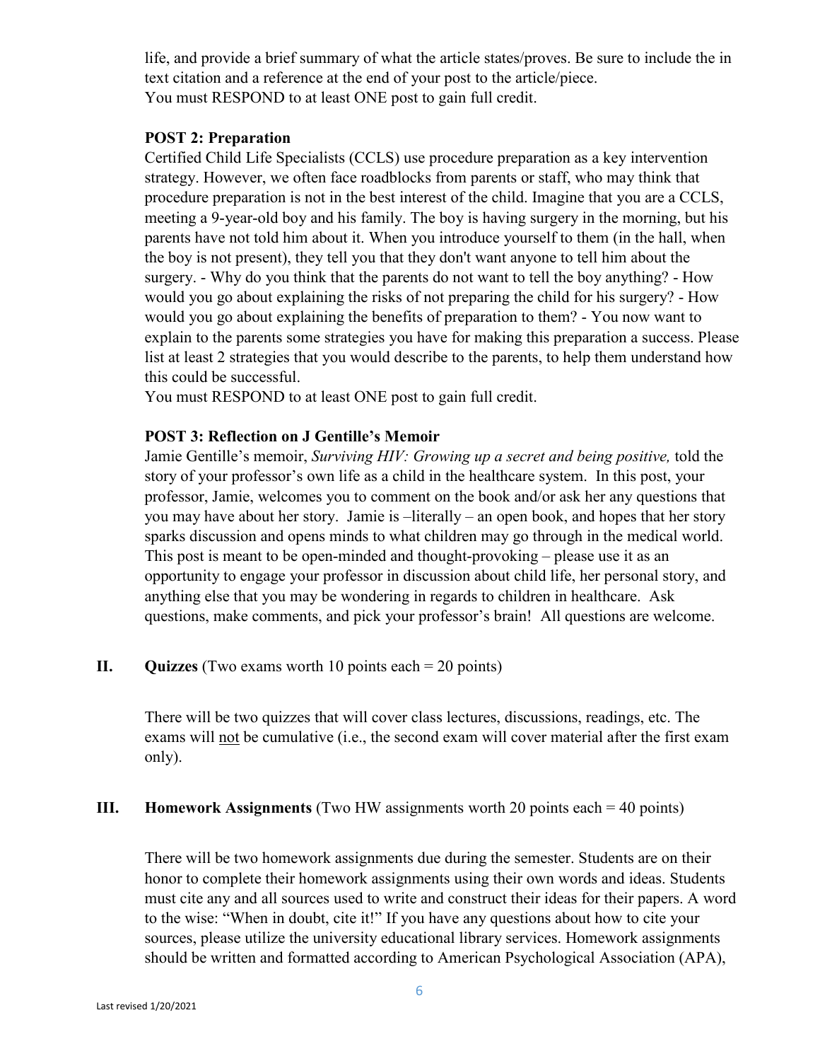life, and provide a brief summary of what the article states/proves. Be sure to include the in text citation and a reference at the end of your post to the article/piece.
You must RESPOND to at least ONE post to gain full credit.

**POST 2: Preparation**
Certified Child Life Specialists (CCLS) use procedure preparation as a key intervention strategy. However, we often face roadblocks from parents or staff, who may think that procedure preparation is not in the best interest of the child. Imagine that you are a CCLS, meeting a 9-year-old boy and his family. The boy is having surgery in the morning, but his parents have not told him about it. When you introduce yourself to them (in the hall, when the boy is not present), they tell you that they don't want anyone to tell him about the surgery. - Why do you think that the parents do not want to tell the boy anything? - How would you go about explaining the risks of not preparing the child for his surgery? - How would you go about explaining the benefits of preparation to them? - You now want to explain to the parents some strategies you have for making this preparation a success. Please list at least 2 strategies that you would describe to the parents, to help them understand how this could be successful.
You must RESPOND to at least ONE post to gain full credit.

**POST 3: Reflection on J Gentille's Memoir**
Jamie Gentille's memoir, *Surviving HIV: Growing up a secret and being positive,* told the story of your professor's own life as a child in the healthcare system. In this post, your professor, Jamie, welcomes you to comment on the book and/or ask her any questions that you may have about her story. Jamie is –literally – an open book, and hopes that her story sparks discussion and opens minds to what children may go through in the medical world. This post is meant to be open-minded and thought-provoking – please use it as an opportunity to engage your professor in discussion about child life, her personal story, and anything else that you may be wondering in regards to children in healthcare. Ask questions, make comments, and pick your professor's brain! All questions are welcome.

## II. **Quizzes** (Two exams worth 10 points each = 20 points)

There will be two quizzes that will cover class lectures, discussions, readings, etc. The exams will <u>not</u> be cumulative (i.e., the second exam will cover material after the first exam only).

## III. **Homework Assignments** (Two HW assignments worth 20 points each = 40 points)

There will be two homework assignments due during the semester. Students are on their honor to complete their homework assignments using their own words and ideas. Students must cite any and all sources used to write and construct their ideas for their papers. A word to the wise: "When in doubt, cite it!" If you have any questions about how to cite your sources, please utilize the university educational library services. Homework assignments should be written and formatted according to American Psychological Association (APA),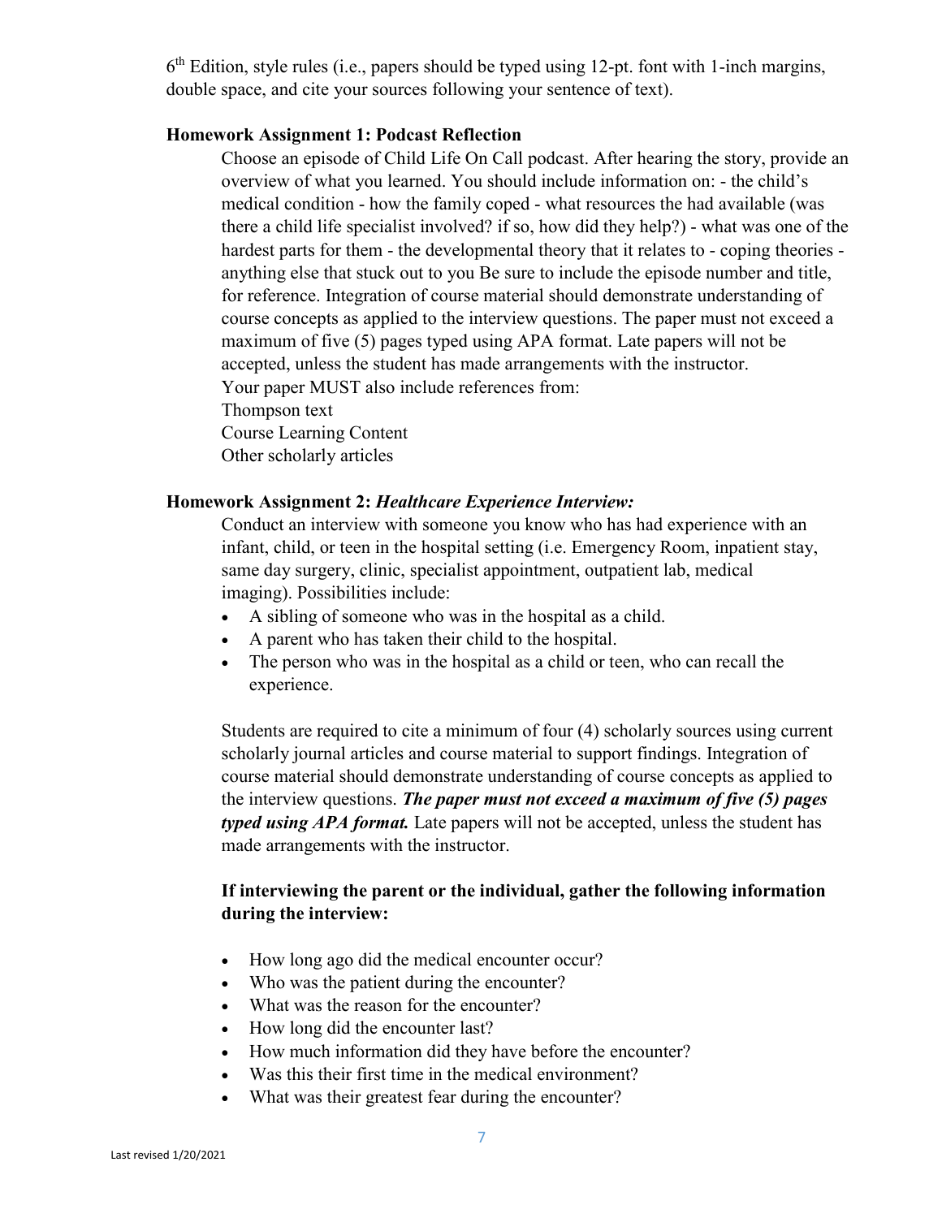6th Edition, style rules (i.e., papers should be typed using 12-pt. font with 1-inch margins, double space, and cite your sources following your sentence of text).

**Homework Assignment 1: Podcast Reflection**

Choose an episode of Child Life On Call podcast. After hearing the story, provide an overview of what you learned. You should include information on: - the child's medical condition - how the family coped - what resources the had available (was there a child life specialist involved? if so, how did they help?) - what was one of the hardest parts for them - the developmental theory that it relates to - coping theories - anything else that stuck out to you Be sure to include the episode number and title, for reference. Integration of course material should demonstrate understanding of course concepts as applied to the interview questions. The paper must not exceed a maximum of five (5) pages typed using APA format. Late papers will not be accepted, unless the student has made arrangements with the instructor.

Your paper MUST also include references from:

Thompson text

Course Learning Content

Other scholarly articles

**Homework Assignment 2: *Healthcare Experience Interview:***

Conduct an interview with someone you know who has had experience with an infant, child, or teen in the hospital setting (i.e. Emergency Room, inpatient stay, same day surgery, clinic, specialist appointment, outpatient lab, medical imaging). Possibilities include:

- A sibling of someone who was in the hospital as a child.
- A parent who has taken their child to the hospital.
- The person who was in the hospital as a child or teen, who can recall the experience.

Students are required to cite a minimum of four (4) scholarly sources using current scholarly journal articles and course material to support findings. Integration of course material should demonstrate understanding of course concepts as applied to the interview questions. ***The paper must not exceed a maximum of five (5) pages typed using APA format.*** Late papers will not be accepted, unless the student has made arrangements with the instructor.

**If interviewing the parent or the individual, gather the following information during the interview:**

- How long ago did the medical encounter occur?
- Who was the patient during the encounter?
- What was the reason for the encounter?
- How long did the encounter last?
- How much information did they have before the encounter?
- Was this their first time in the medical environment?
- What was their greatest fear during the encounter?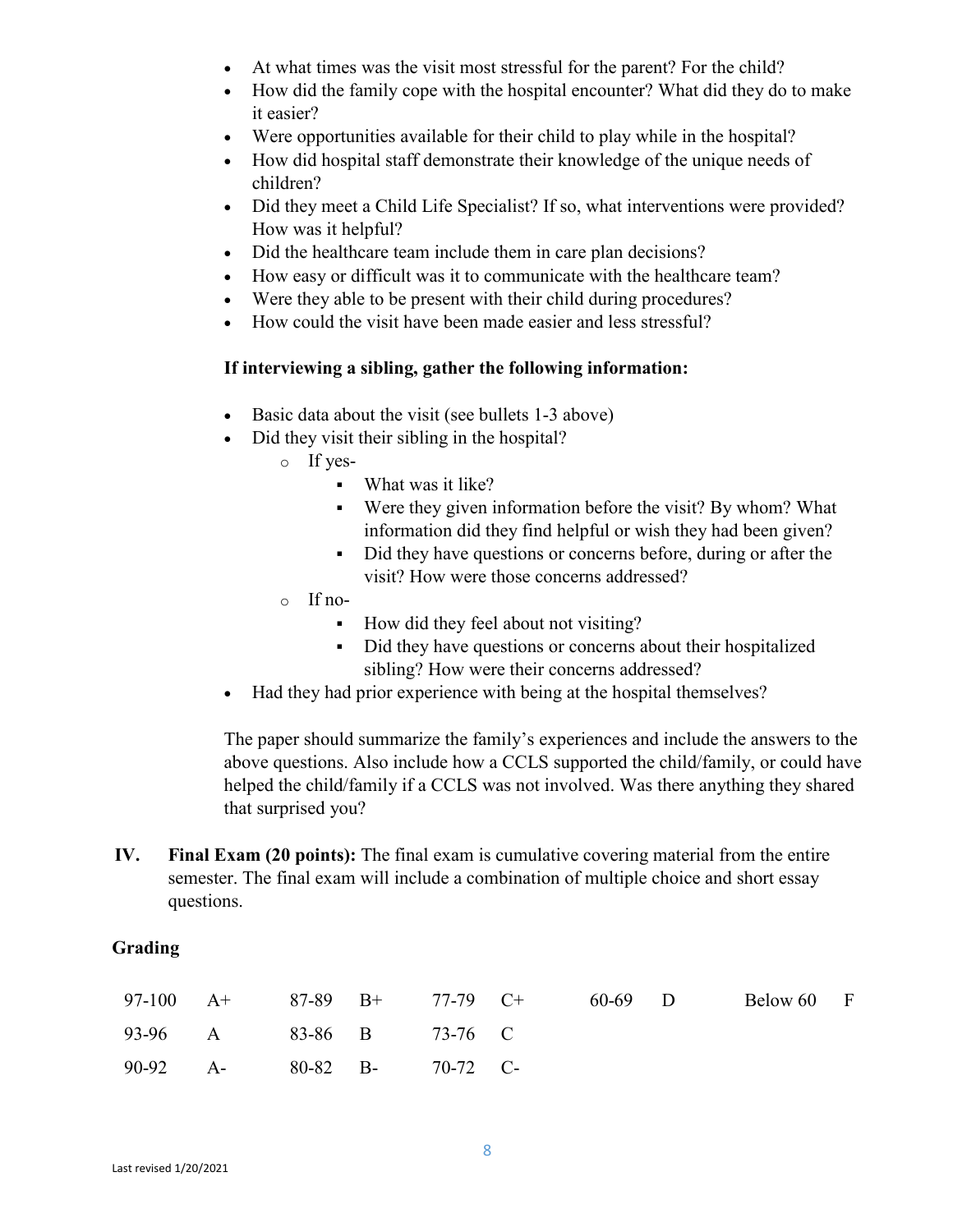- At what times was the visit most stressful for the parent? For the child?
- How did the family cope with the hospital encounter? What did they do to make it easier?
- Were opportunities available for their child to play while in the hospital?
- How did hospital staff demonstrate their knowledge of the unique needs of children?
- Did they meet a Child Life Specialist? If so, what interventions were provided? How was it helpful?
- Did the healthcare team include them in care plan decisions?
- How easy or difficult was it to communicate with the healthcare team?
- Were they able to be present with their child during procedures?
- How could the visit have been made easier and less stressful?

**If interviewing a sibling, gather the following information:**

- Basic data about the visit (see bullets 1-3 above)
- Did they visit their sibling in the hospital?
  - If yes-
    - What was it like?
    - Were they given information before the visit? By whom? What information did they find helpful or wish they had been given?
    - Did they have questions or concerns before, during or after the visit? How were those concerns addressed?
  - If no-
    - How did they feel about not visiting?
    - Did they have questions or concerns about their hospitalized sibling? How were their concerns addressed?
- Had they had prior experience with being at the hospital themselves?

The paper should summarize the family's experiences and include the answers to the above questions. Also include how a CCLS supported the child/family, or could have helped the child/family if a CCLS was not involved. Was there anything they shared that surprised you?

**IV. Final Exam (20 points):** The final exam is cumulative covering material from the entire semester. The final exam will include a combination of multiple choice and short essay questions.

**Grading**

| | | | | | | | | | |
|---|---|---|---|---|---|---|---|---|---|
| 97-100 | A+ | 87-89 | B+ | 77-79 | C+ | 60-69 | D | Below 60 | F |
| 93-96 | A | 83-86 | B | 73-76 | C | | | | |
| 90-92 | A- | 80-82 | B- | 70-72 | C- | | | | |

Last revised 1/20/2021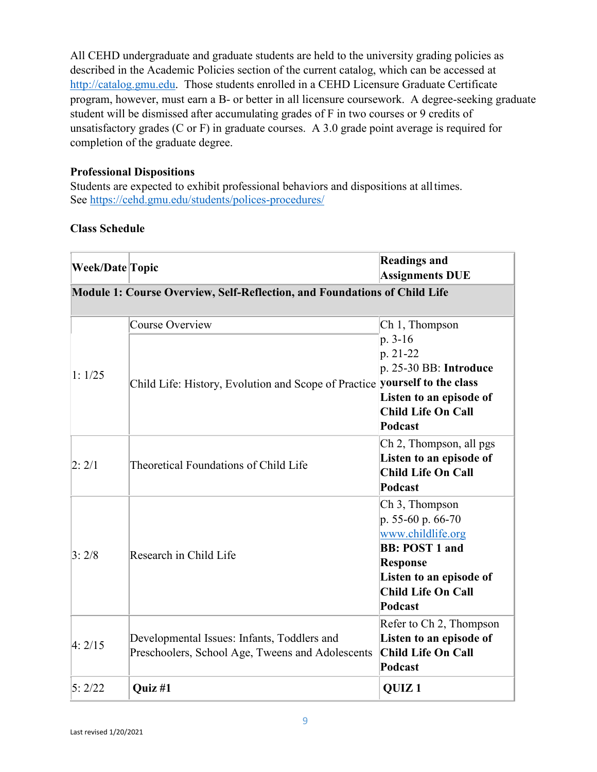All CEHD undergraduate and graduate students are held to the university grading policies as described in the Academic Policies section of the current catalog, which can be accessed at http://catalog.gmu.edu. Those students enrolled in a CEHD Licensure Graduate Certificate program, however, must earn a B- or better in all licensure coursework. A degree-seeking graduate student will be dismissed after accumulating grades of F in two courses or 9 credits of unsatisfactory grades (C or F) in graduate courses. A 3.0 grade point average is required for completion of the graduate degree.

**Professional Dispositions**
Students are expected to exhibit professional behaviors and dispositions at all times.
See https://cehd.gmu.edu/students/polices-procedures/

**Class Schedule**

| Week/Date | Topic | Readings and Assignments DUE |
|---|---|---|
| **Module 1: Course Overview, Self-Reflection, and Foundations of Child Life** | | |
| 1: 1/25 | Course Overview | Ch 1, Thompson |
| | Child Life: History, Evolution and Scope of Practice | p. 3-16<br>p. 21-22<br>p. 25-30 BB: **Introduce yourself to the class**<br>**Listen to an episode of Child Life On Call Podcast** |
| 2: 2/1 | Theoretical Foundations of Child Life | Ch 2, Thompson, all pgs<br>**Listen to an episode of Child Life On Call Podcast** |
| 3: 2/8 | Research in Child Life | Ch 3, Thompson<br>p. 55-60 p. 66-70<br>www.childlife.org<br>**BB: POST 1 and Response**<br>**Listen to an episode of Child Life On Call Podcast** |
| 4: 2/15 | Developmental Issues: Infants, Toddlers and Preschoolers, School Age, Tweens and Adolescents | Refer to Ch 2, Thompson<br>**Listen to an episode of Child Life On Call Podcast** |
| 5: 2/22 | **Quiz #1** | **QUIZ 1** |

Last revised 1/20/2021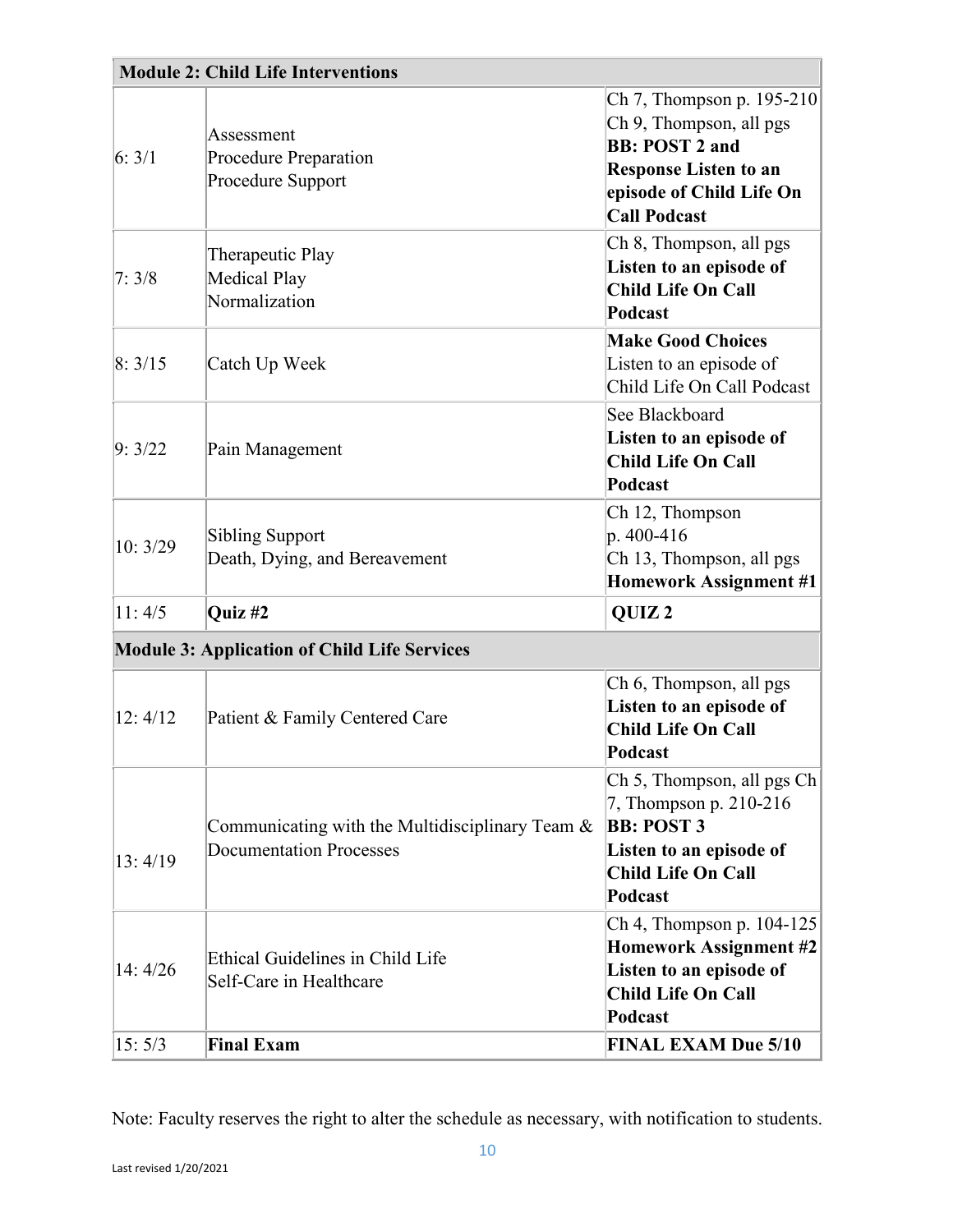| Module 2: Child Life Interventions | | |
|---|---|---|
| 6: 3/1 | Assessment<br>Procedure Preparation<br>Procedure Support | Ch 7, Thompson p. 195-210<br>Ch 9, Thompson, all pgs<br>**BB: POST 2 and Response Listen to an episode of Child Life On Call Podcast** |
| 7: 3/8 | Therapeutic Play<br>Medical Play<br>Normalization | Ch 8, Thompson, all pgs<br>**Listen to an episode of Child Life On Call Podcast** |
| 8: 3/15 | Catch Up Week | **Make Good Choices**<br>Listen to an episode of Child Life On Call Podcast |
| 9: 3/22 | Pain Management | See Blackboard<br>**Listen to an episode of Child Life On Call Podcast** |
| 10: 3/29 | Sibling Support<br>Death, Dying, and Bereavement | Ch 12, Thompson p. 400-416<br>Ch 13, Thompson, all pgs<br>**Homework Assignment #1** |
| 11: 4/5 | **Quiz #2** | **QUIZ 2** |
| **Module 3: Application of Child Life Services** | | |
| 12: 4/12 | Patient & Family Centered Care | Ch 6, Thompson, all pgs<br>**Listen to an episode of Child Life On Call Podcast** |
| 13: 4/19 | Communicating with the Multidisciplinary Team & Documentation Processes | Ch 5, Thompson, all pgs Ch 7, Thompson p. 210-216<br>**BB: POST 3**<br>**Listen to an episode of Child Life On Call Podcast** |
| 14: 4/26 | Ethical Guidelines in Child Life<br>Self-Care in Healthcare | Ch 4, Thompson p. 104-125<br>**Homework Assignment #2**<br>**Listen to an episode of Child Life On Call Podcast** |
| 15: 5/3 | **Final Exam** | **FINAL EXAM Due 5/10** |

Note: Faculty reserves the right to alter the schedule as necessary, with notification to students.

Last revised 1/20/2021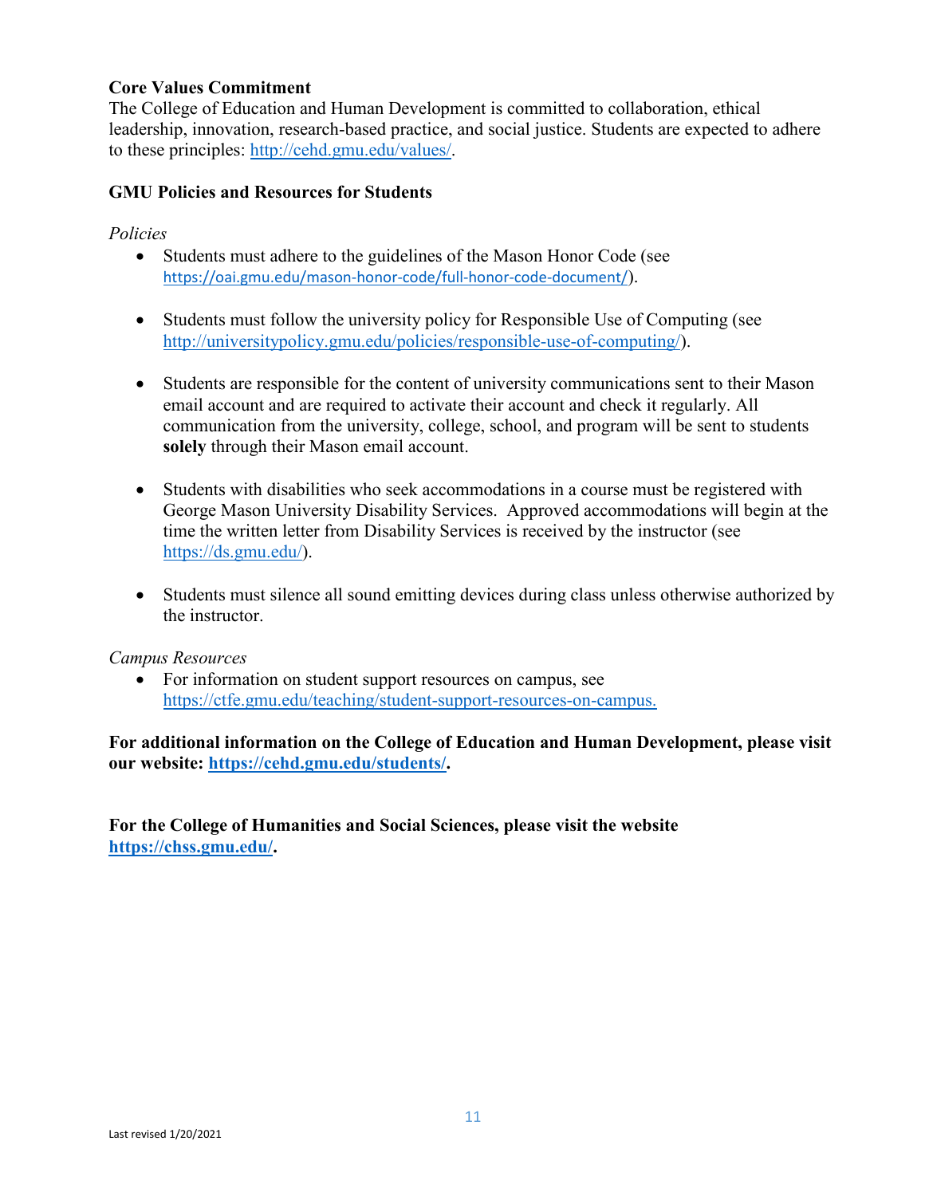**Core Values Commitment**
The College of Education and Human Development is committed to collaboration, ethical leadership, innovation, research-based practice, and social justice. Students are expected to adhere to these principles: http://cehd.gmu.edu/values/.

**GMU Policies and Resources for Students**

*Policies*

- Students must adhere to the guidelines of the Mason Honor Code (see https://oai.gmu.edu/mason-honor-code/full-honor-code-document/).

- Students must follow the university policy for Responsible Use of Computing (see http://universitypolicy.gmu.edu/policies/responsible-use-of-computing/).

- Students are responsible for the content of university communications sent to their Mason email account and are required to activate their account and check it regularly. All communication from the university, college, school, and program will be sent to students **solely** through their Mason email account.

- Students with disabilities who seek accommodations in a course must be registered with George Mason University Disability Services. Approved accommodations will begin at the time the written letter from Disability Services is received by the instructor (see https://ds.gmu.edu/).

- Students must silence all sound emitting devices during class unless otherwise authorized by the instructor.

*Campus Resources*

- For information on student support resources on campus, see https://ctfe.gmu.edu/teaching/student-support-resources-on-campus.

**For additional information on the College of Education and Human Development, please visit our website: https://cehd.gmu.edu/students/.**

**For the College of Humanities and Social Sciences, please visit the website https://chss.gmu.edu/.**

Last revised 1/20/2021